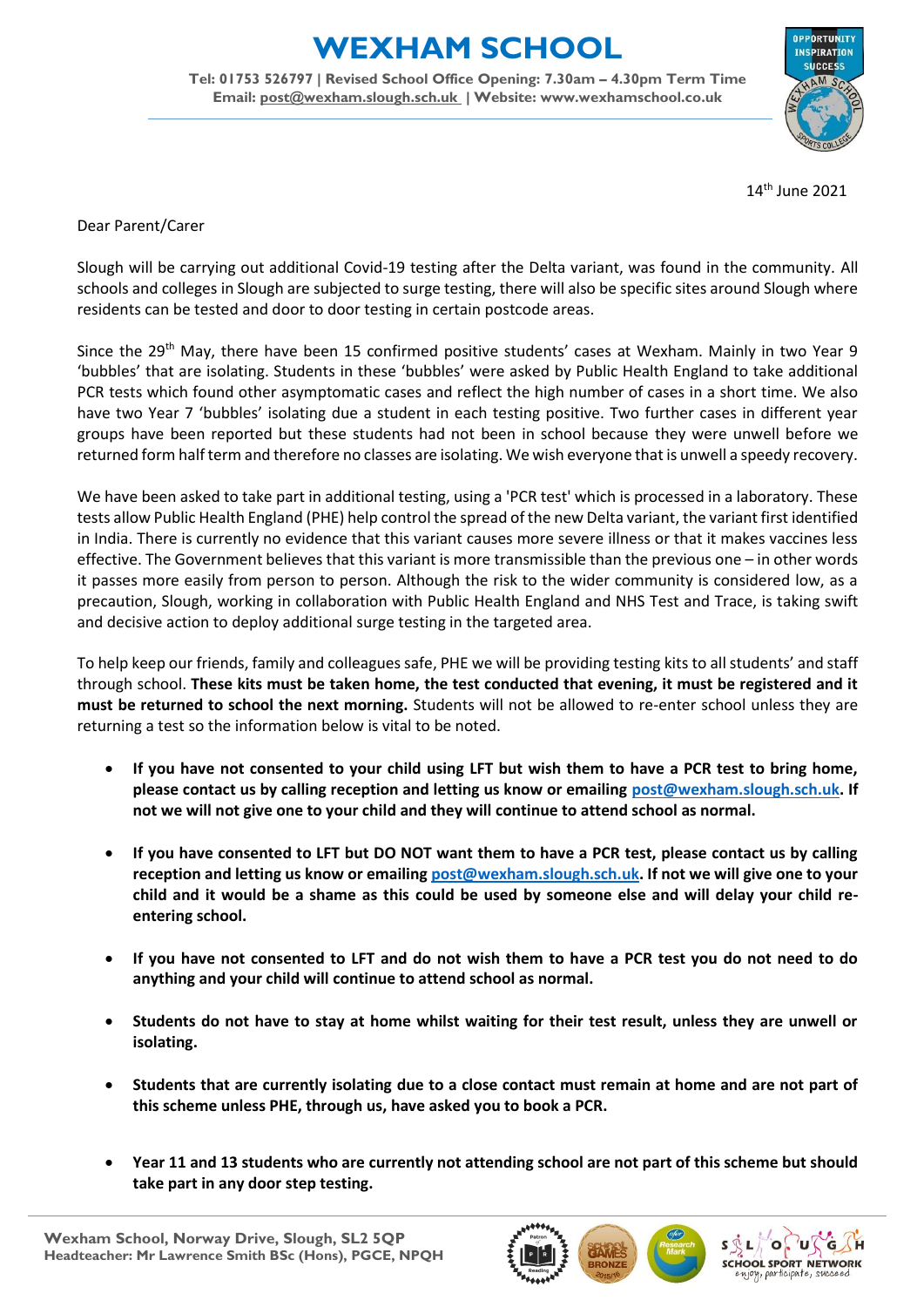# WEXHAM SCHOOL

**Tel: 01753 526797 | Revised School Office Opening: 7.30am – 4.30pm Term Time**
**Email: post@wexham.slough.sch.uk | Website: www.wexhamschool.co.uk**

14th June 2021

Dear Parent/Carer

Slough will be carrying out additional Covid-19 testing after the Delta variant, was found in the community. All schools and colleges in Slough are subjected to surge testing, there will also be specific sites around Slough where residents can be tested and door to door testing in certain postcode areas.

Since the 29th May, there have been 15 confirmed positive students' cases at Wexham. Mainly in two Year 9 'bubbles' that are isolating. Students in these 'bubbles' were asked by Public Health England to take additional PCR tests which found other asymptomatic cases and reflect the high number of cases in a short time. We also have two Year 7 'bubbles' isolating due a student in each testing positive. Two further cases in different year groups have been reported but these students had not been in school because they were unwell before we returned form half term and therefore no classes are isolating. We wish everyone that is unwell a speedy recovery.

We have been asked to take part in additional testing, using a 'PCR test' which is processed in a laboratory. These tests allow Public Health England (PHE) help control the spread of the new Delta variant, the variant first identified in India. There is currently no evidence that this variant causes more severe illness or that it makes vaccines less effective. The Government believes that this variant is more transmissible than the previous one – in other words it passes more easily from person to person. Although the risk to the wider community is considered low, as a precaution, Slough, working in collaboration with Public Health England and NHS Test and Trace, is taking swift and decisive action to deploy additional surge testing in the targeted area.

To help keep our friends, family and colleagues safe, PHE we will be providing testing kits to all students' and staff through school. **These kits must be taken home, the test conducted that evening, it must be registered and it must be returned to school the next morning.** Students will not be allowed to re-enter school unless they are returning a test so the information below is vital to be noted.

- **If you have not consented to your child using LFT but wish them to have a PCR test to bring home, please contact us by calling reception and letting us know or emailing post@wexham.slough.sch.uk. If not we will not give one to your child and they will continue to attend school as normal.**
- **If you have consented to LFT but DO NOT want them to have a PCR test, please contact us by calling reception and letting us know or emailing post@wexham.slough.sch.uk. If not we will give one to your child and it would be a shame as this could be used by someone else and will delay your child re-entering school.**
- **If you have not consented to LFT and do not wish them to have a PCR test you do not need to do anything and your child will continue to attend school as normal.**
- **Students do not have to stay at home whilst waiting for their test result, unless they are unwell or isolating.**
- **Students that are currently isolating due to a close contact must remain at home and are not part of this scheme unless PHE, through us, have asked you to book a PCR.**
- **Year 11 and 13 students who are currently not attending school are not part of this scheme but should take part in any door step testing.**

Wexham School, Norway Drive, Slough, SL2 5QP
Headteacher: Mr Lawrence Smith BSc (Hons), PGCE, NPQH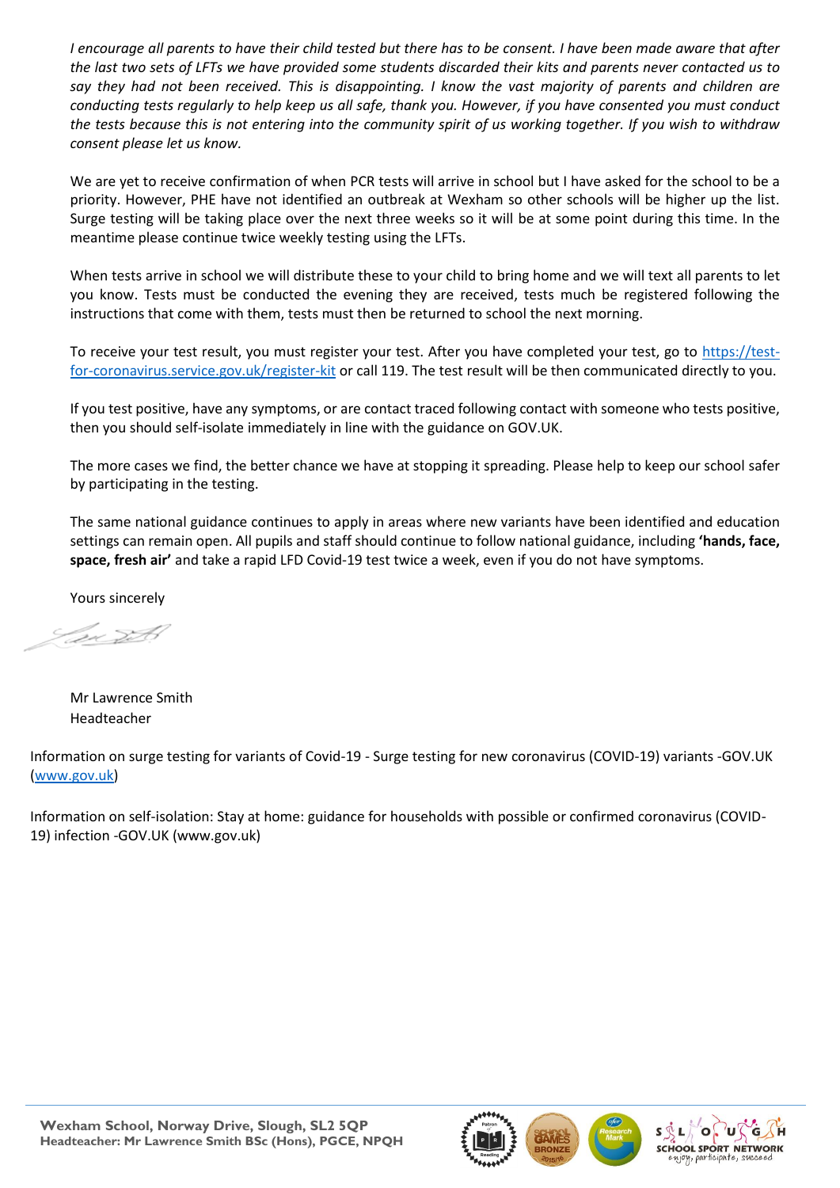*I encourage all parents to have their child tested but there has to be consent. I have been made aware that after the last two sets of LFTs we have provided some students discarded their kits and parents never contacted us to say they had not been received. This is disappointing. I know the vast majority of parents and children are conducting tests regularly to help keep us all safe, thank you. However, if you have consented you must conduct the tests because this is not entering into the community spirit of us working together. If you wish to withdraw consent please let us know.*

We are yet to receive confirmation of when PCR tests will arrive in school but I have asked for the school to be a priority. However, PHE have not identified an outbreak at Wexham so other schools will be higher up the list. Surge testing will be taking place over the next three weeks so it will be at some point during this time. In the meantime please continue twice weekly testing using the LFTs.

When tests arrive in school we will distribute these to your child to bring home and we will text all parents to let you know. Tests must be conducted the evening they are received, tests much be registered following the instructions that come with them, tests must then be returned to school the next morning.

To receive your test result, you must register your test. After you have completed your test, go to [https://test-for-coronavirus.service.gov.uk/register-kit](https://test-for-coronavirus.service.gov.uk/register-kit) or call 119. The test result will be then communicated directly to you.

If you test positive, have any symptoms, or are contact traced following contact with someone who tests positive, then you should self-isolate immediately in line with the guidance on GOV.UK.

The more cases we find, the better chance we have at stopping it spreading. Please help to keep our school safer by participating in the testing.

The same national guidance continues to apply in areas where new variants have been identified and education settings can remain open. All pupils and staff should continue to follow national guidance, including **'hands, face, space, fresh air'** and take a rapid LFD Covid-19 test twice a week, even if you do not have symptoms.

Yours sincerely

Mr Lawrence Smith
Headteacher

Information on surge testing for variants of Covid-19 - Surge testing for new coronavirus (COVID-19) variants -GOV.UK ([www.gov.uk](www.gov.uk))

Information on self-isolation: Stay at home: guidance for households with possible or confirmed coronavirus (COVID-19) infection -GOV.UK (www.gov.uk)